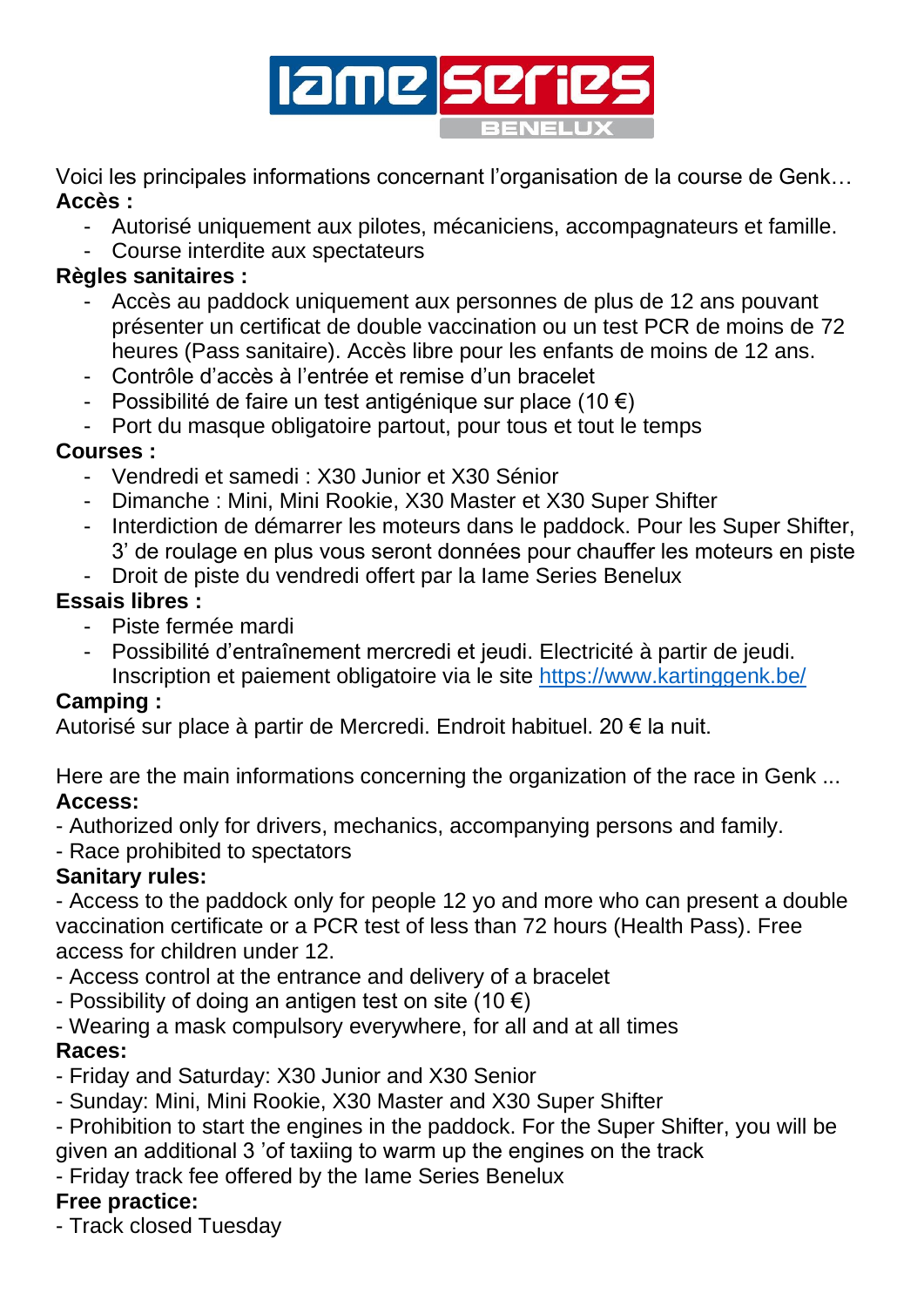Voici les principales informations concernant l'organisation de la course de Genk…

**Accès :**

- Autorisé uniquement aux pilotes, mécaniciens, accompagnateurs et famille.
- Course interdite aux spectateurs

**Règles sanitaires :**

- Accès au paddock uniquement aux personnes de plus de 12 ans pouvant présenter un certificat de double vaccination ou un test PCR de moins de 72 heures (Pass sanitaire). Accès libre pour les enfants de moins de 12 ans.
- Contrôle d'accès à l'entrée et remise d'un bracelet
- Possibilité de faire un test antigénique sur place (10 €)
- Port du masque obligatoire partout, pour tous et tout le temps

**Courses :**

- Vendredi et samedi : X30 Junior et X30 Sénior
- Dimanche : Mini, Mini Rookie, X30 Master et X30 Super Shifter
- Interdiction de démarrer les moteurs dans le paddock. Pour les Super Shifter, 3' de roulage en plus vous seront données pour chauffer les moteurs en piste
- Droit de piste du vendredi offert par la Iame Series Benelux

**Essais libres :**

- Piste fermée mardi
- Possibilité d'entraînement mercredi et jeudi. Electricité à partir de jeudi. Inscription et paiement obligatoire via le site [https://www.kartinggenk.be/](https://www.kartinggenk.be/)

**Camping :**

Autorisé sur place à partir de Mercredi. Endroit habituel. 20 € la nuit.

Here are the main informations concerning the organization of the race in Genk ...

**Access:**

- Authorized only for drivers, mechanics, accompanying persons and family.
- Race prohibited to spectators

**Sanitary rules:**

- Access to the paddock only for people 12 yo and more who can present a double vaccination certificate or a PCR test of less than 72 hours (Health Pass). Free access for children under 12.
- Access control at the entrance and delivery of a bracelet
- Possibility of doing an antigen test on site (10 €)
- Wearing a mask compulsory everywhere, for all and at all times

**Races:**

- Friday and Saturday: X30 Junior and X30 Senior
- Sunday: Mini, Mini Rookie, X30 Master and X30 Super Shifter
- Prohibition to start the engines in the paddock. For the Super Shifter, you will be given an additional 3 'of taxiing to warm up the engines on the track
- Friday track fee offered by the Iame Series Benelux

**Free practice:**

- Track closed Tuesday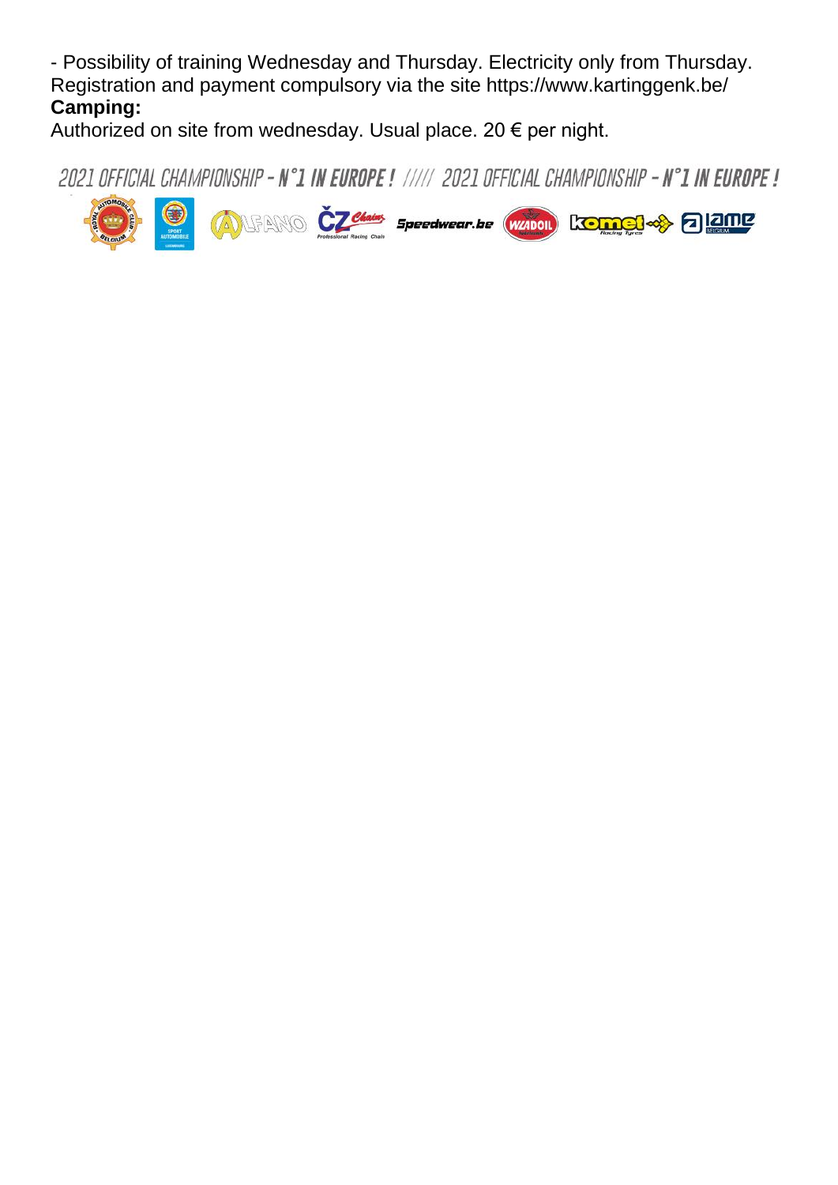- Possibility of training Wednesday and Thursday. Electricity only from Thursday. Registration and payment compulsory via the site https://www.kartinggenk.be/

**Camping:**

Authorized on site from wednesday. Usual place. 20 € per night.

2021 OFFICIAL CHAMPIONSHIP – N°1 IN EUROPE ! ///// 2021 OFFICIAL CHAMPIONSHIP – N°1 IN EUROPE !